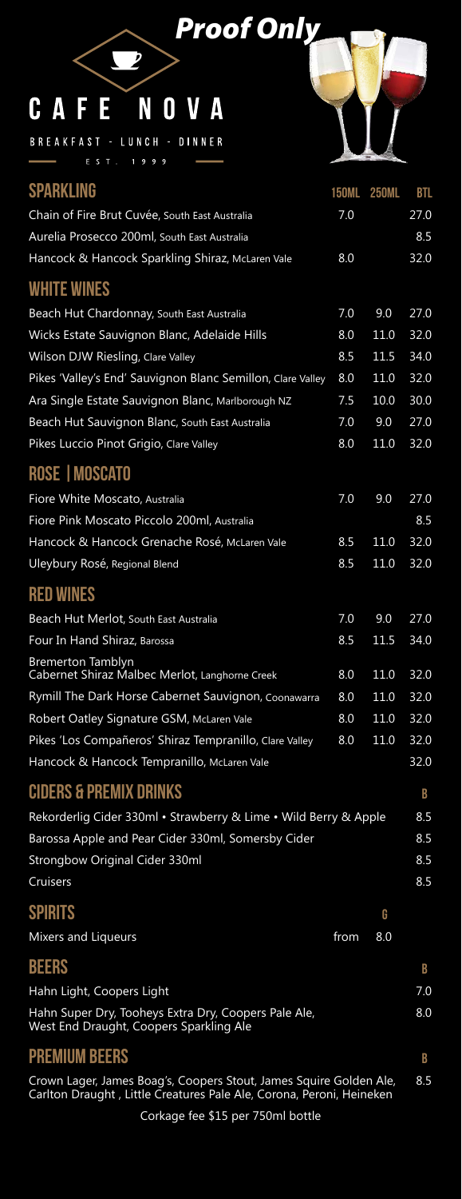*Proof Only*

# CAFE NOVA

BREAKFAST - LUNCH - DINNER

EST. 1999

## SPARKLING

| | 150ML | 250ML | BTL |
|---|---|---|---|
| Chain of Fire Brut Cuvée, South East Australia | 7.0 | | 27.0 |
| Aurelia Prosecco 200ml, South East Australia | | | 8.5 |
| Hancock & Hancock Sparkling Shiraz, McLaren Vale | 8.0 | | 32.0 |

## WHITE WINES

| | 150ML | 250ML | BTL |
|---|---|---|---|
| Beach Hut Chardonnay, South East Australia | 7.0 | 9.0 | 27.0 |
| Wicks Estate Sauvignon Blanc, Adelaide Hills | 8.0 | 11.0 | 32.0 |
| Wilson DJW Riesling, Clare Valley | 8.5 | 11.5 | 34.0 |
| Pikes 'Valley's End' Sauvignon Blanc Semillon, Clare Valley | 8.0 | 11.0 | 32.0 |
| Ara Single Estate Sauvignon Blanc, Marlborough NZ | 7.5 | 10.0 | 30.0 |
| Beach Hut Sauvignon Blanc, South East Australia | 7.0 | 9.0 | 27.0 |
| Pikes Luccio Pinot Grigio, Clare Valley | 8.0 | 11.0 | 32.0 |

## ROSE | MOSCATO

| | 150ML | 250ML | BTL |
|---|---|---|---|
| Fiore White Moscato, Australia | 7.0 | 9.0 | 27.0 |
| Fiore Pink Moscato Piccolo 200ml, Australia | | | 8.5 |
| Hancock & Hancock Grenache Rosé, McLaren Vale | 8.5 | 11.0 | 32.0 |
| Uleybury Rosé, Regional Blend | 8.5 | 11.0 | 32.0 |

## RED WINES

| | 150ML | 250ML | BTL |
|---|---|---|---|
| Beach Hut Merlot, South East Australia | 7.0 | 9.0 | 27.0 |
| Four In Hand Shiraz, Barossa | 8.5 | 11.5 | 34.0 |
| Bremerton Tamblyn Cabernet Shiraz Malbec Merlot, Langhorne Creek | 8.0 | 11.0 | 32.0 |
| Rymill The Dark Horse Cabernet Sauvignon, Coonawarra | 8.0 | 11.0 | 32.0 |
| Robert Oatley Signature GSM, McLaren Vale | 8.0 | 11.0 | 32.0 |
| Pikes 'Los Compañeros' Shiraz Tempranillo, Clare Valley | 8.0 | 11.0 | 32.0 |
| Hancock & Hancock Tempranillo, McLaren Vale | | | 32.0 |

## CIDERS & PREMIX DRINKS

| | B |
|---|---|
| Rekorderlig Cider 330ml • Strawberry & Lime • Wild Berry & Apple | 8.5 |
| Barossa Apple and Pear Cider 330ml, Somersby Cider | 8.5 |
| Strongbow Original Cider 330ml | 8.5 |
| Cruisers | 8.5 |

## SPIRITS

| | G |
|---|---|
| Mixers and Liqueurs | from 8.0 |

## BEERS

| | B |
|---|---|
| Hahn Light, Coopers Light | 7.0 |
| Hahn Super Dry, Tooheys Extra Dry, Coopers Pale Ale, West End Draught, Coopers Sparkling Ale | 8.0 |

## PREMIUM BEERS

| | B |
|---|---|
| Crown Lager, James Boag's, Coopers Stout, James Squire Golden Ale, Carlton Draught , Little Creatures Pale Ale, Corona, Peroni, Heineken | 8.5 |

Corkage fee $15 per 750ml bottle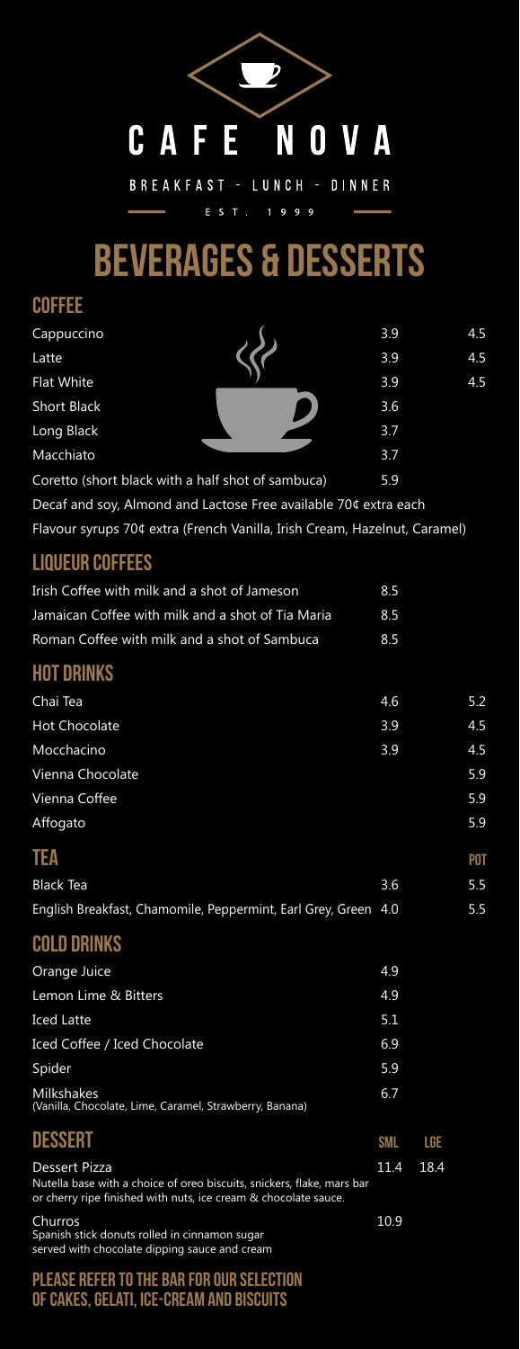# CAFE NOVA

BREAKFAST - LUNCH - DINNER

EST. 1999

# BEVERAGES & DESSERTS

## COFFEE

| | | |
|---|---|---|
| Cappuccino | 3.9 | 4.5 |
| Latte | 3.9 | 4.5 |
| Flat White | 3.9 | 4.5 |
| Short Black | 3.6 | |
| Long Black | 3.7 | |
| Macchiato | 3.7 | |
| Coretto (short black with a half shot of sambuca) | 5.9 | |

Decaf and soy, Almond and Lactose Free available 70¢ extra each

Flavour syrups 70¢ extra (French Vanilla, Irish Cream, Hazelnut, Caramel)

## LIQUEUR COFFEES

| | |
|---|---|
| Irish Coffee with milk and a shot of Jameson | 8.5 |
| Jamaican Coffee with milk and a shot of Tia Maria | 8.5 |
| Roman Coffee with milk and a shot of Sambuca | 8.5 |

## HOT DRINKS

| | | |
|---|---|---|
| Chai Tea | 4.6 | 5.2 |
| Hot Chocolate | 3.9 | 4.5 |
| Mocchacino | 3.9 | 4.5 |
| Vienna Chocolate | | 5.9 |
| Vienna Coffee | | 5.9 |
| Affogato | | 5.9 |

## TEA

| | | POT |
|---|---|---|
| Black Tea | 3.6 | 5.5 |
| English Breakfast, Chamomile, Peppermint, Earl Grey, Green | 4.0 | 5.5 |

## COLD DRINKS

| | |
|---|---|
| Orange Juice | 4.9 |
| Lemon Lime & Bitters | 4.9 |
| Iced Latte | 5.1 |
| Iced Coffee / Iced Chocolate | 6.9 |
| Spider | 5.9 |
| Milkshakes (Vanilla, Chocolate, Lime, Caramel, Strawberry, Banana) | 6.7 |

## DESSERT

| | SML | LGE |
|---|---|---|
| Dessert Pizza<br>Nutella base with a choice of oreo biscuits, snickers, flake, mars bar or cherry ripe finished with nuts, ice cream & chocolate sauce. | 11.4 | 18.4 |
| Churros<br>Spanish stick donuts rolled in cinnamon sugar served with chocolate dipping sauce and cream | 10.9 | |

**PLEASE REFER TO THE BAR FOR OUR SELECTION OF CAKES, GELATI, ICE-CREAM AND BISCUITS**